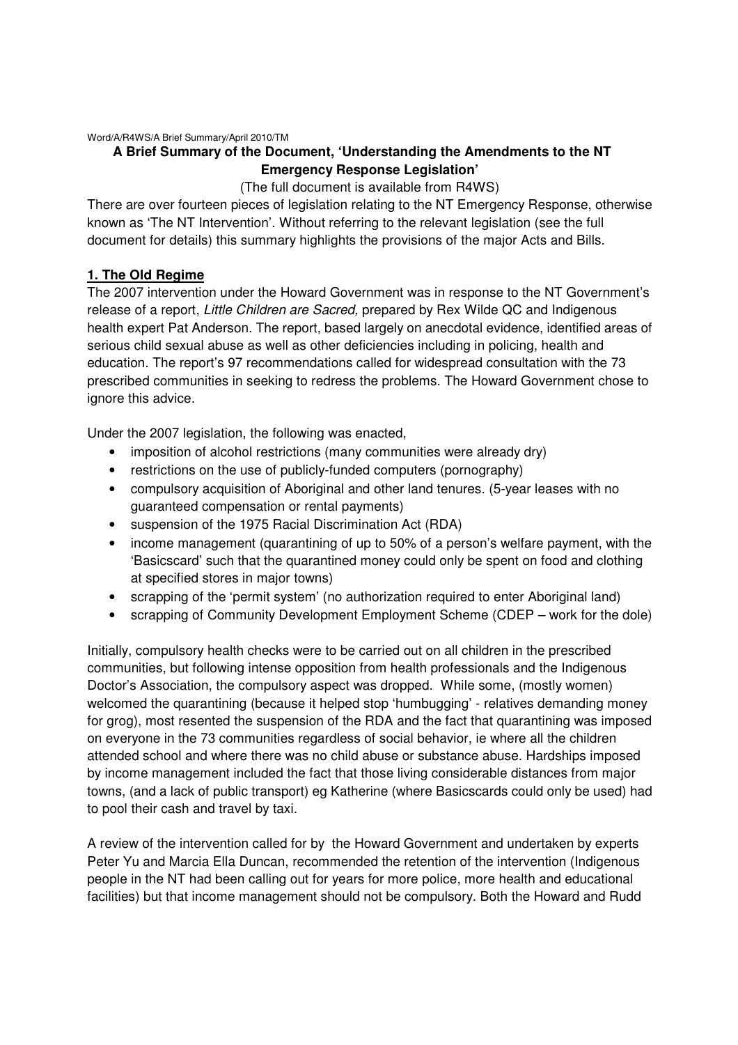Word/A/R4WS/A Brief Summary/April 2010/TM

# A Brief Summary of the Document, 'Understanding the Amendments to the NT Emergency Response Legislation'

(The full document is available from R4WS)

There are over fourteen pieces of legislation relating to the NT Emergency Response, otherwise known as 'The NT Intervention'. Without referring to the relevant legislation (see the full document for details) this summary highlights the provisions of the major Acts and Bills.

## 1. The Old Regime

The 2007 intervention under the Howard Government was in response to the NT Government's release of a report, *Little Children are Sacred,* prepared by Rex Wilde QC and Indigenous health expert Pat Anderson. The report, based largely on anecdotal evidence, identified areas of serious child sexual abuse as well as other deficiencies including in policing, health and education. The report's 97 recommendations called for widespread consultation with the 73 prescribed communities in seeking to redress the problems. The Howard Government chose to ignore this advice.

Under the 2007 legislation, the following was enacted,

- imposition of alcohol restrictions (many communities were already dry)
- restrictions on the use of publicly-funded computers (pornography)
- compulsory acquisition of Aboriginal and other land tenures. (5-year leases with no guaranteed compensation or rental payments)
- suspension of the 1975 Racial Discrimination Act (RDA)
- income management (quarantining of up to 50% of a person's welfare payment, with the 'Basicscard' such that the quarantined money could only be spent on food and clothing at specified stores in major towns)
- scrapping of the 'permit system' (no authorization required to enter Aboriginal land)
- scrapping of Community Development Employment Scheme (CDEP – work for the dole)

Initially, compulsory health checks were to be carried out on all children in the prescribed communities, but following intense opposition from health professionals and the Indigenous Doctor's Association, the compulsory aspect was dropped. While some, (mostly women) welcomed the quarantining (because it helped stop 'humbugging' - relatives demanding money for grog), most resented the suspension of the RDA and the fact that quarantining was imposed on everyone in the 73 communities regardless of social behavior, ie where all the children attended school and where there was no child abuse or substance abuse. Hardships imposed by income management included the fact that those living considerable distances from major towns, (and a lack of public transport) eg Katherine (where Basicscards could only be used) had to pool their cash and travel by taxi.

A review of the intervention called for by the Howard Government and undertaken by experts Peter Yu and Marcia Ella Duncan, recommended the retention of the intervention (Indigenous people in the NT had been calling out for years for more police, more health and educational facilities) but that income management should not be compulsory. Both the Howard and Rudd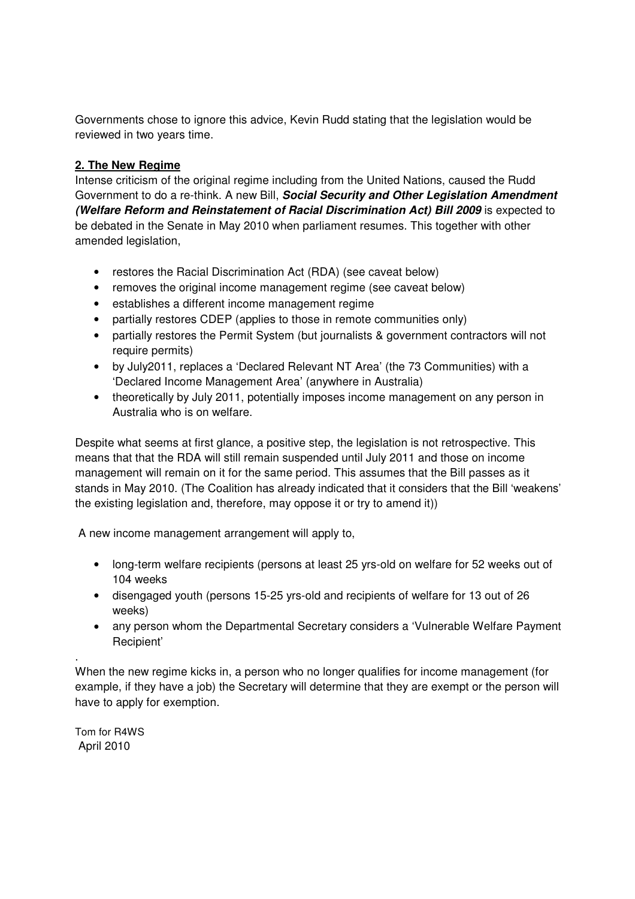Governments chose to ignore this advice, Kevin Rudd stating that the legislation would be reviewed in two years time.

**2. The New Regime**

Intense criticism of the original regime including from the United Nations, caused the Rudd Government to do a re-think. A new Bill, ***Social Security and Other Legislation Amendment (Welfare Reform and Reinstatement of Racial Discrimination Act) Bill 2009*** is expected to be debated in the Senate in May 2010 when parliament resumes. This together with other amended legislation,

- restores the Racial Discrimination Act (RDA) (see caveat below)
- removes the original income management regime (see caveat below)
- establishes a different income management regime
- partially restores CDEP (applies to those in remote communities only)
- partially restores the Permit System (but journalists & government contractors will not require permits)
- by July2011, replaces a 'Declared Relevant NT Area' (the 73 Communities) with a 'Declared Income Management Area' (anywhere in Australia)
- theoretically by July 2011, potentially imposes income management on any person in Australia who is on welfare.

Despite what seems at first glance, a positive step, the legislation is not retrospective. This means that that the RDA will still remain suspended until July 2011 and those on income management will remain on it for the same period. This assumes that the Bill passes as it stands in May 2010. (The Coalition has already indicated that it considers that the Bill 'weakens' the existing legislation and, therefore, may oppose it or try to amend it))

A new income management arrangement will apply to,

- long-term welfare recipients (persons at least 25 yrs-old on welfare for 52 weeks out of 104 weeks
- disengaged youth (persons 15-25 yrs-old and recipients of welfare for 13 out of 26 weeks)
- any person whom the Departmental Secretary considers a 'Vulnerable Welfare Payment Recipient'

.

When the new regime kicks in, a person who no longer qualifies for income management (for example, if they have a job) the Secretary will determine that they are exempt or the person will have to apply for exemption.

Tom for R4WS
April 2010